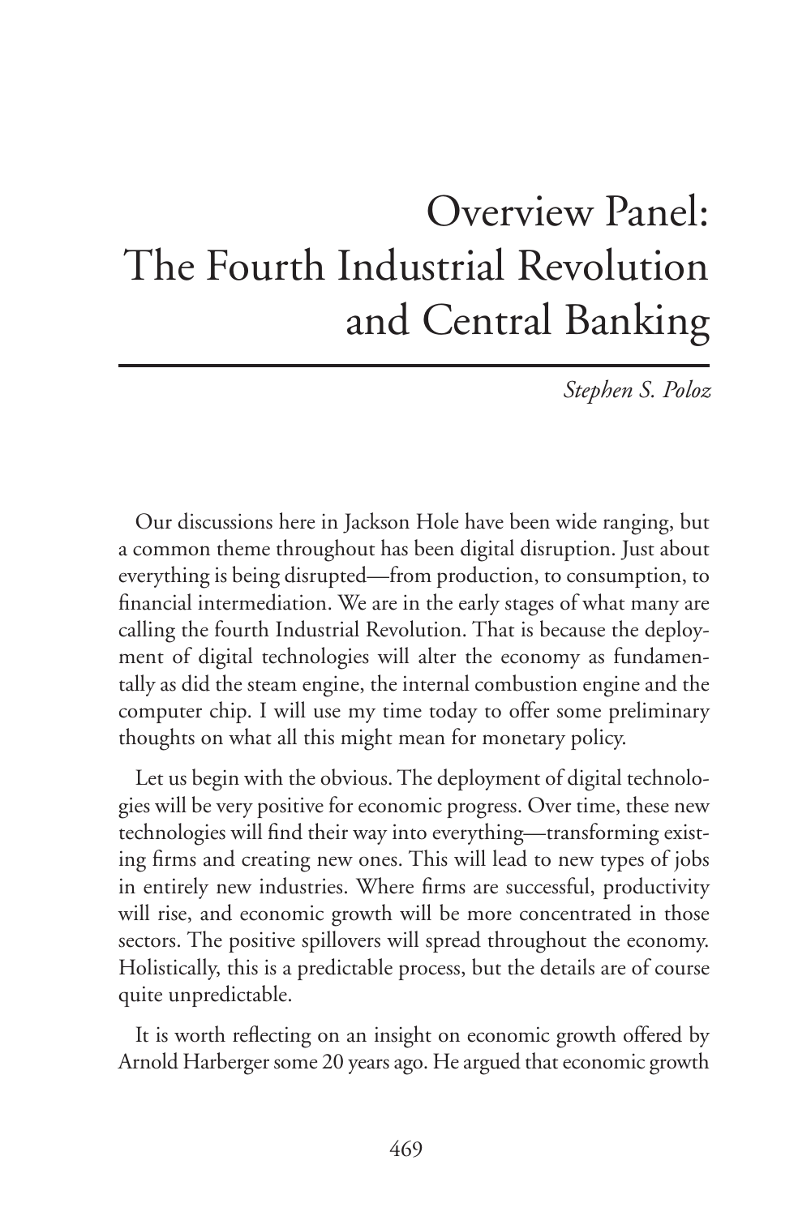# Overview Panel: The Fourth Industrial Revolution and Central Banking

*Stephen S. Poloz*

Our discussions here in Jackson Hole have been wide ranging, but a common theme throughout has been digital disruption. Just about everything is being disrupted—from production, to consumption, to financial intermediation. We are in the early stages of what many are calling the fourth Industrial Revolution. That is because the deployment of digital technologies will alter the economy as fundamentally as did the steam engine, the internal combustion engine and the computer chip. I will use my time today to offer some preliminary thoughts on what all this might mean for monetary policy.

Let us begin with the obvious. The deployment of digital technologies will be very positive for economic progress. Over time, these new technologies will find their way into everything—transforming existing firms and creating new ones. This will lead to new types of jobs in entirely new industries. Where firms are successful, productivity will rise, and economic growth will be more concentrated in those sectors. The positive spillovers will spread throughout the economy. Holistically, this is a predictable process, but the details are of course quite unpredictable.

It is worth reflecting on an insight on economic growth offered by Arnold Harberger some 20 years ago. He argued that economic growth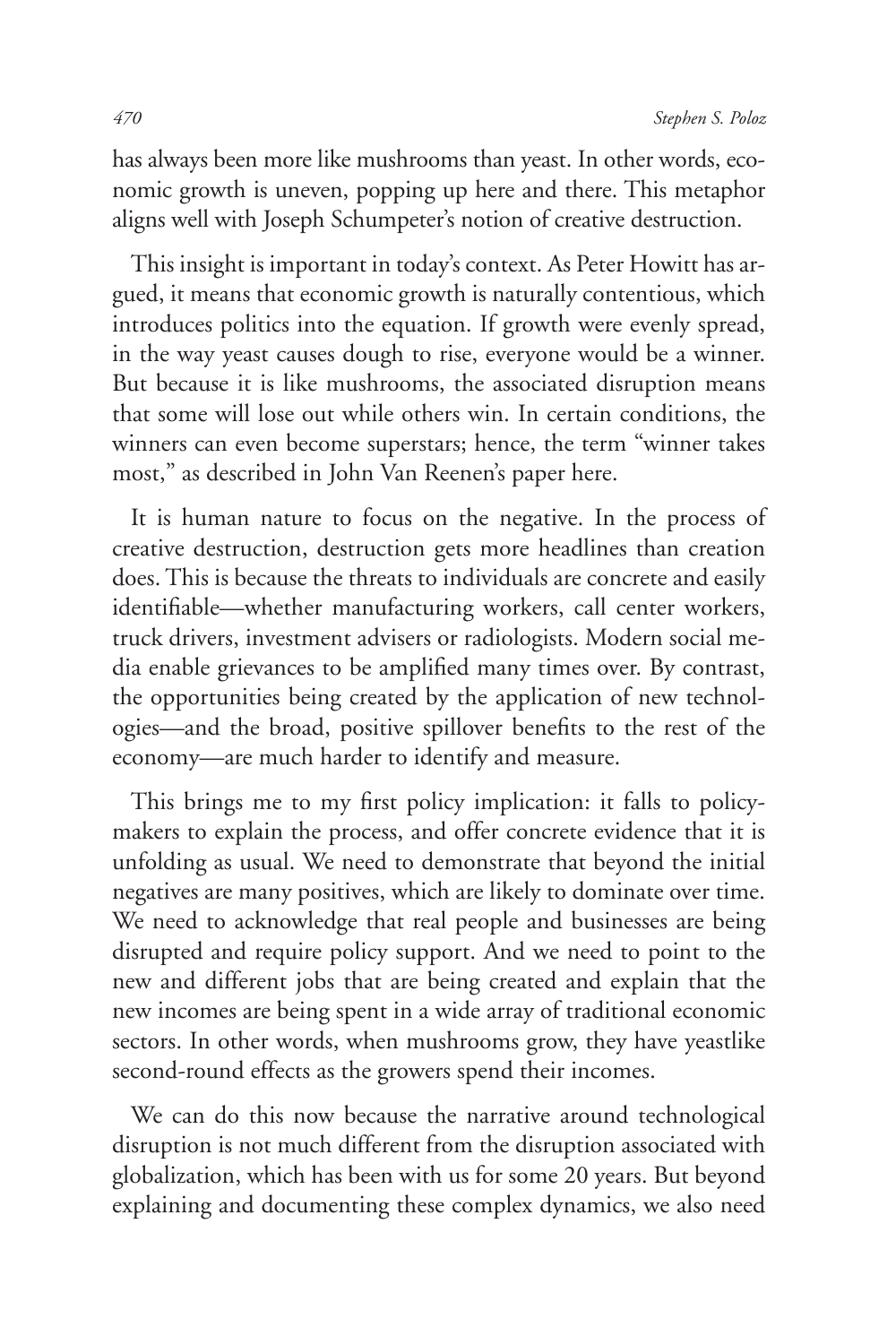has always been more like mushrooms than yeast. In other words, economic growth is uneven, popping up here and there. This metaphor aligns well with Joseph Schumpeter's notion of creative destruction.

This insight is important in today's context. As Peter Howitt has argued, it means that economic growth is naturally contentious, which introduces politics into the equation. If growth were evenly spread, in the way yeast causes dough to rise, everyone would be a winner. But because it is like mushrooms, the associated disruption means that some will lose out while others win. In certain conditions, the winners can even become superstars; hence, the term "winner takes most," as described in John Van Reenen's paper here.

It is human nature to focus on the negative. In the process of creative destruction, destruction gets more headlines than creation does. This is because the threats to individuals are concrete and easily identifiable—whether manufacturing workers, call center workers, truck drivers, investment advisers or radiologists. Modern social media enable grievances to be amplified many times over. By contrast, the opportunities being created by the application of new technologies—and the broad, positive spillover benefits to the rest of the economy—are much harder to identify and measure.

This brings me to my first policy implication: it falls to policymakers to explain the process, and offer concrete evidence that it is unfolding as usual. We need to demonstrate that beyond the initial negatives are many positives, which are likely to dominate over time. We need to acknowledge that real people and businesses are being disrupted and require policy support. And we need to point to the new and different jobs that are being created and explain that the new incomes are being spent in a wide array of traditional economic sectors. In other words, when mushrooms grow, they have yeastlike second-round effects as the growers spend their incomes.

We can do this now because the narrative around technological disruption is not much different from the disruption associated with globalization, which has been with us for some 20 years. But beyond explaining and documenting these complex dynamics, we also need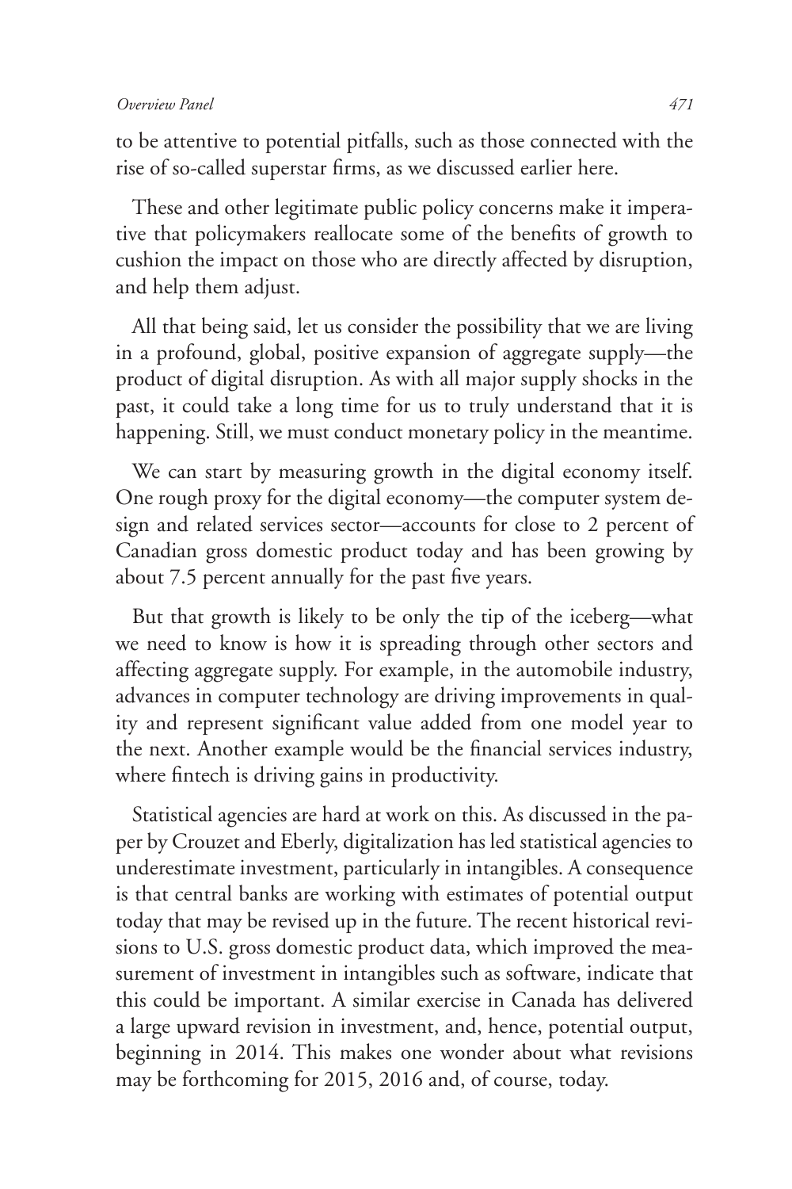to be attentive to potential pitfalls, such as those connected with the rise of so-called superstar firms, as we discussed earlier here.

These and other legitimate public policy concerns make it imperative that policymakers reallocate some of the benefits of growth to cushion the impact on those who are directly affected by disruption, and help them adjust.

All that being said, let us consider the possibility that we are living in a profound, global, positive expansion of aggregate supply—the product of digital disruption. As with all major supply shocks in the past, it could take a long time for us to truly understand that it is happening. Still, we must conduct monetary policy in the meantime.

We can start by measuring growth in the digital economy itself. One rough proxy for the digital economy—the computer system design and related services sector—accounts for close to 2 percent of Canadian gross domestic product today and has been growing by about 7.5 percent annually for the past five years.

But that growth is likely to be only the tip of the iceberg—what we need to know is how it is spreading through other sectors and affecting aggregate supply. For example, in the automobile industry, advances in computer technology are driving improvements in quality and represent significant value added from one model year to the next. Another example would be the financial services industry, where fintech is driving gains in productivity.

Statistical agencies are hard at work on this. As discussed in the paper by Crouzet and Eberly, digitalization has led statistical agencies to underestimate investment, particularly in intangibles. A consequence is that central banks are working with estimates of potential output today that may be revised up in the future. The recent historical revisions to U.S. gross domestic product data, which improved the measurement of investment in intangibles such as software, indicate that this could be important. A similar exercise in Canada has delivered a large upward revision in investment, and, hence, potential output, beginning in 2014. This makes one wonder about what revisions may be forthcoming for 2015, 2016 and, of course, today.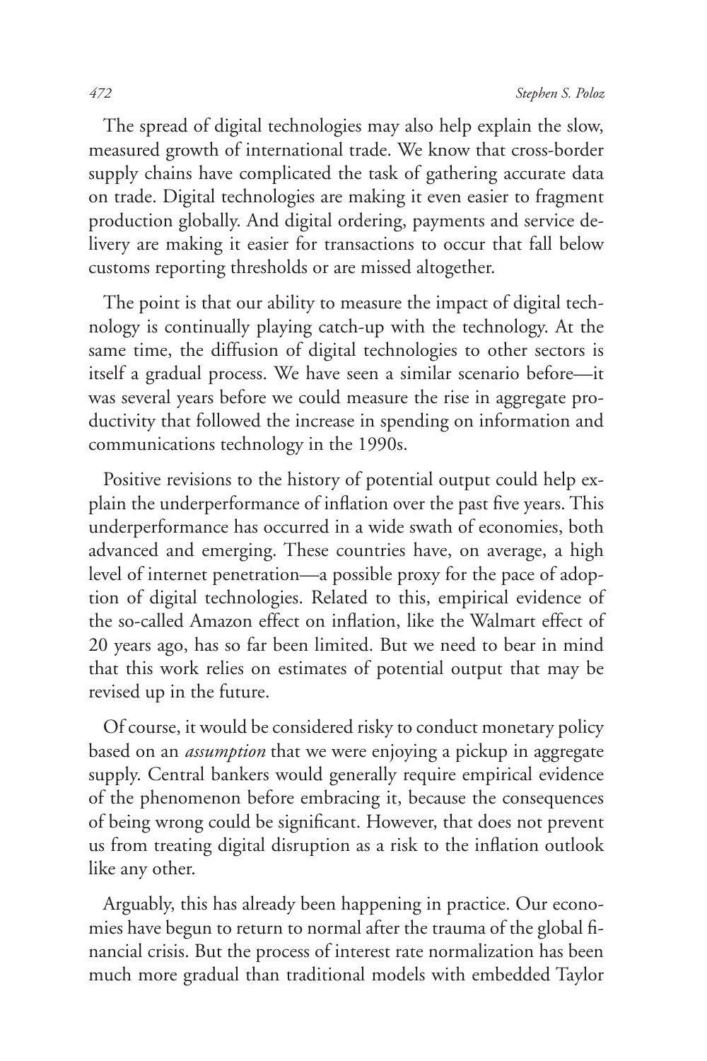The spread of digital technologies may also help explain the slow, measured growth of international trade. We know that cross-border supply chains have complicated the task of gathering accurate data on trade. Digital technologies are making it even easier to fragment production globally. And digital ordering, payments and service delivery are making it easier for transactions to occur that fall below customs reporting thresholds or are missed altogether.

The point is that our ability to measure the impact of digital technology is continually playing catch-up with the technology. At the same time, the diffusion of digital technologies to other sectors is itself a gradual process. We have seen a similar scenario before—it was several years before we could measure the rise in aggregate productivity that followed the increase in spending on information and communications technology in the 1990s.

Positive revisions to the history of potential output could help explain the underperformance of inflation over the past five years. This underperformance has occurred in a wide swath of economies, both advanced and emerging. These countries have, on average, a high level of internet penetration—a possible proxy for the pace of adoption of digital technologies. Related to this, empirical evidence of the so-called Amazon effect on inflation, like the Walmart effect of 20 years ago, has so far been limited. But we need to bear in mind that this work relies on estimates of potential output that may be revised up in the future.

Of course, it would be considered risky to conduct monetary policy based on an *assumption* that we were enjoying a pickup in aggregate supply. Central bankers would generally require empirical evidence of the phenomenon before embracing it, because the consequences of being wrong could be significant. However, that does not prevent us from treating digital disruption as a risk to the inflation outlook like any other.

Arguably, this has already been happening in practice. Our economies have begun to return to normal after the trauma of the global financial crisis. But the process of interest rate normalization has been much more gradual than traditional models with embedded Taylor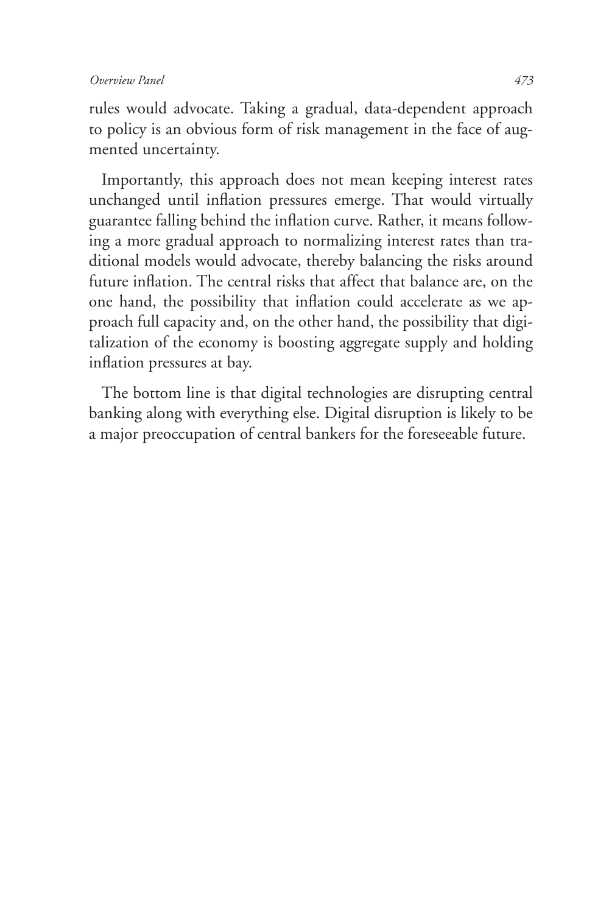rules would advocate. Taking a gradual, data-dependent approach to policy is an obvious form of risk management in the face of augmented uncertainty.

Importantly, this approach does not mean keeping interest rates unchanged until inflation pressures emerge. That would virtually guarantee falling behind the inflation curve. Rather, it means following a more gradual approach to normalizing interest rates than traditional models would advocate, thereby balancing the risks around future inflation. The central risks that affect that balance are, on the one hand, the possibility that inflation could accelerate as we approach full capacity and, on the other hand, the possibility that digitalization of the economy is boosting aggregate supply and holding inflation pressures at bay.

The bottom line is that digital technologies are disrupting central banking along with everything else. Digital disruption is likely to be a major preoccupation of central bankers for the foreseeable future.